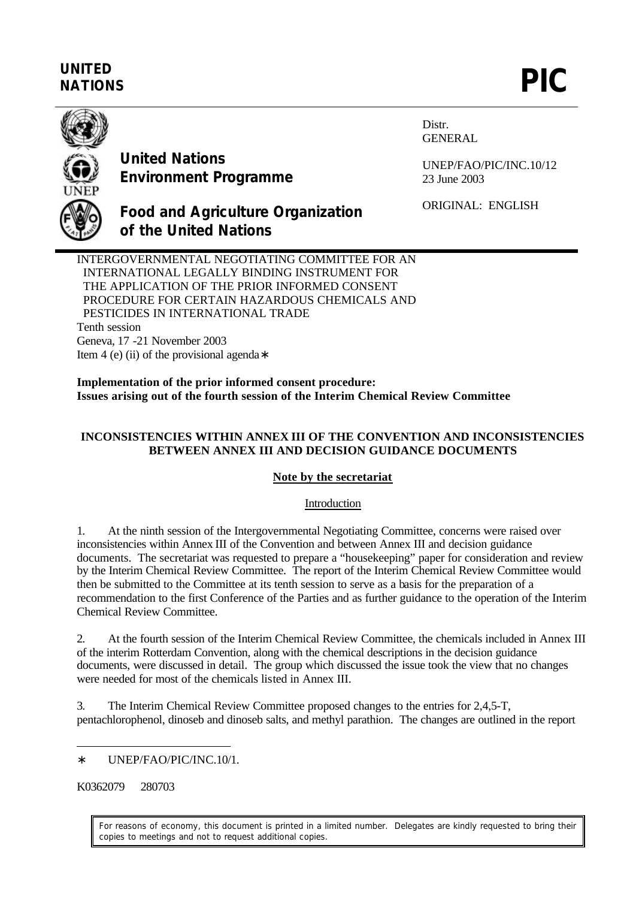**UNITED NATIONS** **PIC**

**United Nations Environment Programme**

**Food and Agriculture Organization of the United Nations**

Distr.
GENERAL

UNEP/FAO/PIC/INC.10/12
23 June 2003

ORIGINAL: ENGLISH

INTERGOVERNMENTAL NEGOTIATING COMMITTEE FOR AN INTERNATIONAL LEGALLY BINDING INSTRUMENT FOR THE APPLICATION OF THE PRIOR INFORMED CONSENT PROCEDURE FOR CERTAIN HAZARDOUS CHEMICALS AND PESTICIDES IN INTERNATIONAL TRADE
Tenth session
Geneva, 17 -21 November 2003
Item 4 (e) (ii) of the provisional agenda*

**Implementation of the prior informed consent procedure: Issues arising out of the fourth session of the Interim Chemical Review Committee**

**INCONSISTENCIES WITHIN ANNEX III OF THE CONVENTION AND INCONSISTENCIES BETWEEN ANNEX III AND DECISION GUIDANCE DOCUMENTS**

**Note by the secretariat**

Introduction

1. At the ninth session of the Intergovernmental Negotiating Committee, concerns were raised over inconsistencies within Annex III of the Convention and between Annex III and decision guidance documents. The secretariat was requested to prepare a "housekeeping" paper for consideration and review by the Interim Chemical Review Committee. The report of the Interim Chemical Review Committee would then be submitted to the Committee at its tenth session to serve as a basis for the preparation of a recommendation to the first Conference of the Parties and as further guidance to the operation of the Interim Chemical Review Committee.

2. At the fourth session of the Interim Chemical Review Committee, the chemicals included in Annex III of the interim Rotterdam Convention, along with the chemical descriptions in the decision guidance documents, were discussed in detail. The group which discussed the issue took the view that no changes were needed for most of the chemicals listed in Annex III.

3. The Interim Chemical Review Committee proposed changes to the entries for 2,4,5-T, pentachlorophenol, dinoseb and dinoseb salts, and methyl parathion. The changes are outlined in the report

---

* UNEP/FAO/PIC/INC.10/1.

K0362079 280703

For reasons of economy, this document is printed in a limited number. Delegates are kindly requested to bring their copies to meetings and not to request additional copies.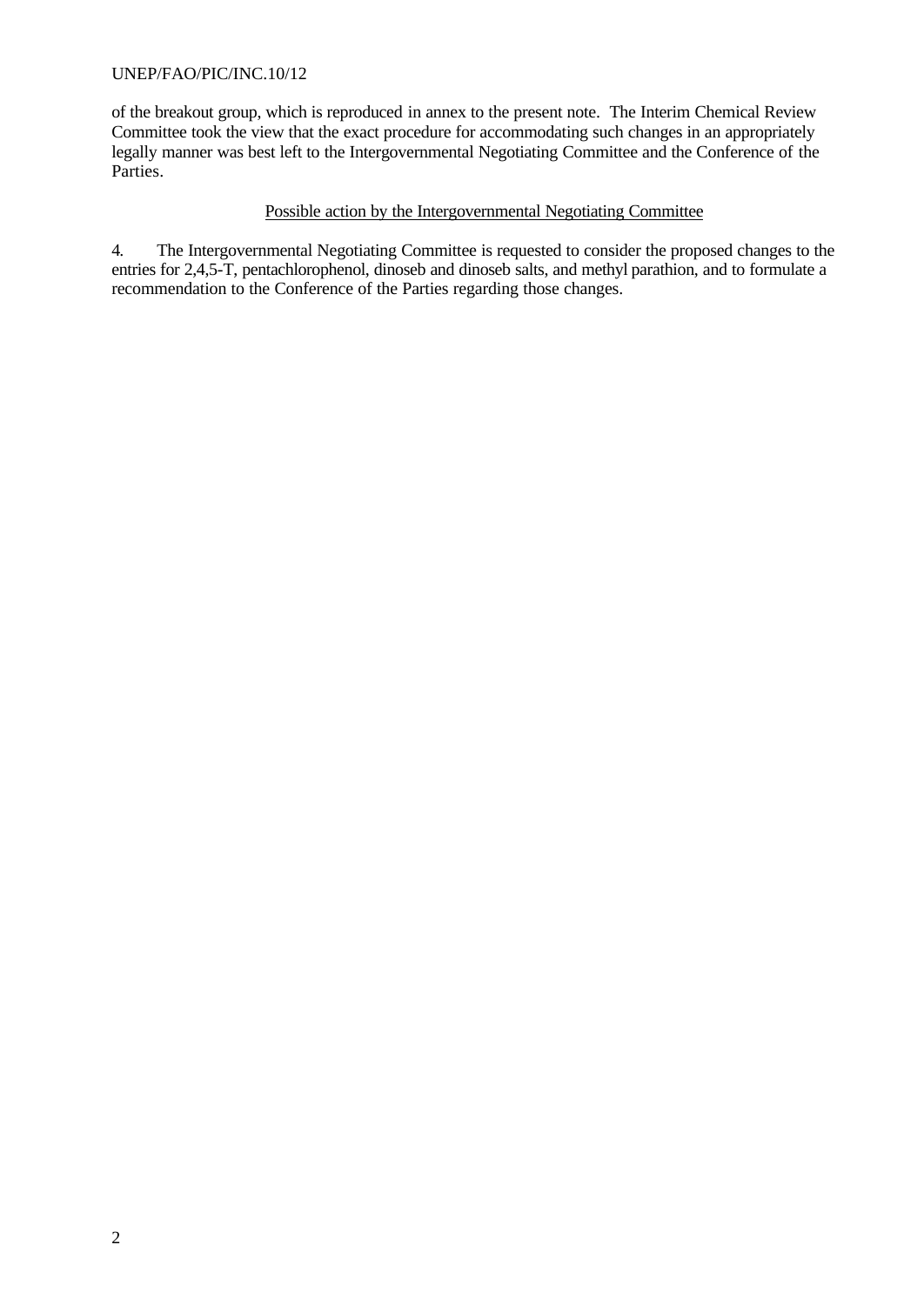of the breakout group, which is reproduced in annex to the present note. The Interim Chemical Review Committee took the view that the exact procedure for accommodating such changes in an appropriately legally manner was best left to the Intergovernmental Negotiating Committee and the Conference of the Parties.

Possible action by the Intergovernmental Negotiating Committee

4. The Intergovernmental Negotiating Committee is requested to consider the proposed changes to the entries for 2,4,5-T, pentachlorophenol, dinoseb and dinoseb salts, and methyl parathion, and to formulate a recommendation to the Conference of the Parties regarding those changes.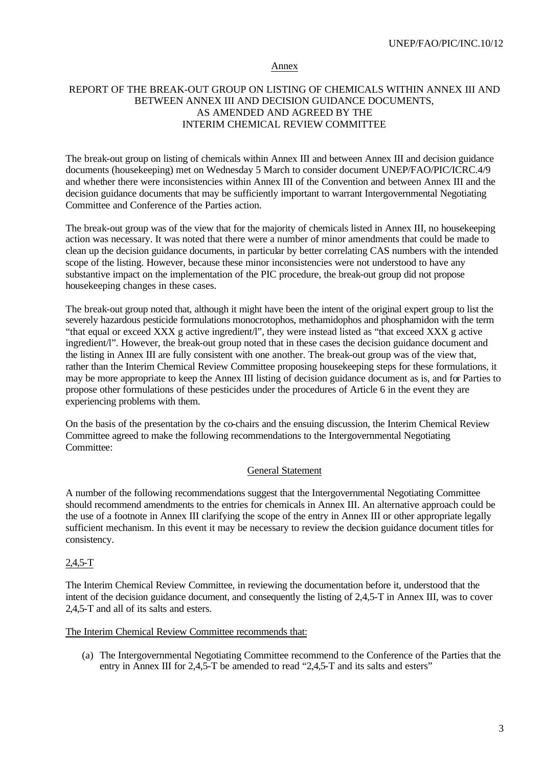Annex

## REPORT OF THE BREAK-OUT GROUP ON LISTING OF CHEMICALS WITHIN ANNEX III AND BETWEEN ANNEX III AND DECISION GUIDANCE DOCUMENTS, AS AMENDED AND AGREED BY THE INTERIM CHEMICAL REVIEW COMMITTEE

The break-out group on listing of chemicals within Annex III and between Annex III and decision guidance documents (housekeeping) met on Wednesday 5 March to consider document UNEP/FAO/PIC/ICRC.4/9 and whether there were inconsistencies within Annex III of the Convention and between Annex III and the decision guidance documents that may be sufficiently important to warrant Intergovernmental Negotiating Committee and Conference of the Parties action.

The break-out group was of the view that for the majority of chemicals listed in Annex III, no housekeeping action was necessary. It was noted that there were a number of minor amendments that could be made to clean up the decision guidance documents, in particular by better correlating CAS numbers with the intended scope of the listing. However, because these minor inconsistencies were not understood to have any substantive impact on the implementation of the PIC procedure, the break-out group did not propose housekeeping changes in these cases.

The break-out group noted that, although it might have been the intent of the original expert group to list the severely hazardous pesticide formulations monocrotophos, methamidophos and phosphamidon with the term "that equal or exceed XXX g active ingredient/l", they were instead listed as "that exceed XXX g active ingredient/l". However, the break-out group noted that in these cases the decision guidance document and the listing in Annex III are fully consistent with one another. The break-out group was of the view that, rather than the Interim Chemical Review Committee proposing housekeeping steps for these formulations, it may be more appropriate to keep the Annex III listing of decision guidance document as is, and for Parties to propose other formulations of these pesticides under the procedures of Article 6 in the event they are experiencing problems with them.

On the basis of the presentation by the co-chairs and the ensuing discussion, the Interim Chemical Review Committee agreed to make the following recommendations to the Intergovernmental Negotiating Committee:

### General Statement

A number of the following recommendations suggest that the Intergovernmental Negotiating Committee should recommend amendments to the entries for chemicals in Annex III. An alternative approach could be the use of a footnote in Annex III clarifying the scope of the entry in Annex III or other appropriate legally sufficient mechanism. In this event it may be necessary to review the decision guidance document titles for consistency.

### 2,4,5-T

The Interim Chemical Review Committee, in reviewing the documentation before it, understood that the intent of the decision guidance document, and consequently the listing of 2,4,5-T in Annex III, was to cover 2,4,5-T and all of its salts and esters.

The Interim Chemical Review Committee recommends that:

(a) The Intergovernmental Negotiating Committee recommend to the Conference of the Parties that the entry in Annex III for 2,4,5-T be amended to read "2,4,5-T and its salts and esters"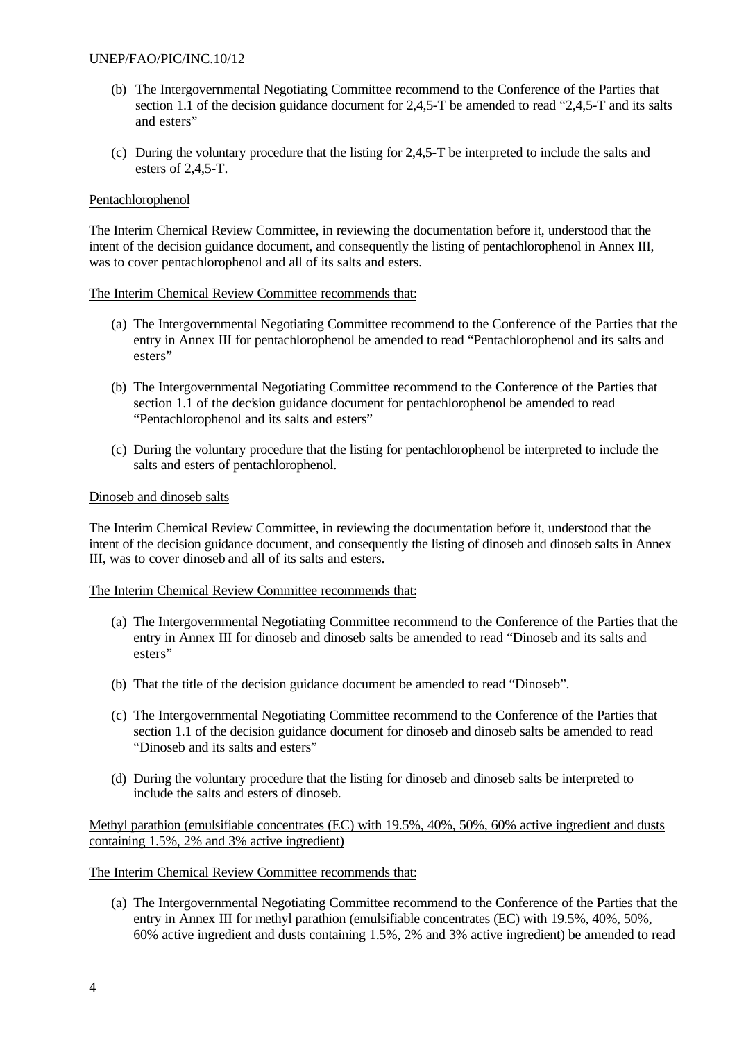(b) The Intergovernmental Negotiating Committee recommend to the Conference of the Parties that section 1.1 of the decision guidance document for 2,4,5-T be amended to read "2,4,5-T and its salts and esters"

(c) During the voluntary procedure that the listing for 2,4,5-T be interpreted to include the salts and esters of 2,4,5-T.

Pentachlorophenol

The Interim Chemical Review Committee, in reviewing the documentation before it, understood that the intent of the decision guidance document, and consequently the listing of pentachlorophenol in Annex III, was to cover pentachlorophenol and all of its salts and esters.

The Interim Chemical Review Committee recommends that:

(a) The Intergovernmental Negotiating Committee recommend to the Conference of the Parties that the entry in Annex III for pentachlorophenol be amended to read "Pentachlorophenol and its salts and esters"

(b) The Intergovernmental Negotiating Committee recommend to the Conference of the Parties that section 1.1 of the decision guidance document for pentachlorophenol be amended to read "Pentachlorophenol and its salts and esters"

(c) During the voluntary procedure that the listing for pentachlorophenol be interpreted to include the salts and esters of pentachlorophenol.

Dinoseb and dinoseb salts

The Interim Chemical Review Committee, in reviewing the documentation before it, understood that the intent of the decision guidance document, and consequently the listing of dinoseb and dinoseb salts in Annex III, was to cover dinoseb and all of its salts and esters.

The Interim Chemical Review Committee recommends that:

(a) The Intergovernmental Negotiating Committee recommend to the Conference of the Parties that the entry in Annex III for dinoseb and dinoseb salts be amended to read "Dinoseb and its salts and esters"

(b) That the title of the decision guidance document be amended to read "Dinoseb".

(c) The Intergovernmental Negotiating Committee recommend to the Conference of the Parties that section 1.1 of the decision guidance document for dinoseb and dinoseb salts be amended to read "Dinoseb and its salts and esters"

(d) During the voluntary procedure that the listing for dinoseb and dinoseb salts be interpreted to include the salts and esters of dinoseb.

Methyl parathion (emulsifiable concentrates (EC) with 19.5%, 40%, 50%, 60% active ingredient and dusts containing 1.5%, 2% and 3% active ingredient)

The Interim Chemical Review Committee recommends that:

(a) The Intergovernmental Negotiating Committee recommend to the Conference of the Parties that the entry in Annex III for methyl parathion (emulsifiable concentrates (EC) with 19.5%, 40%, 50%, 60% active ingredient and dusts containing 1.5%, 2% and 3% active ingredient) be amended to read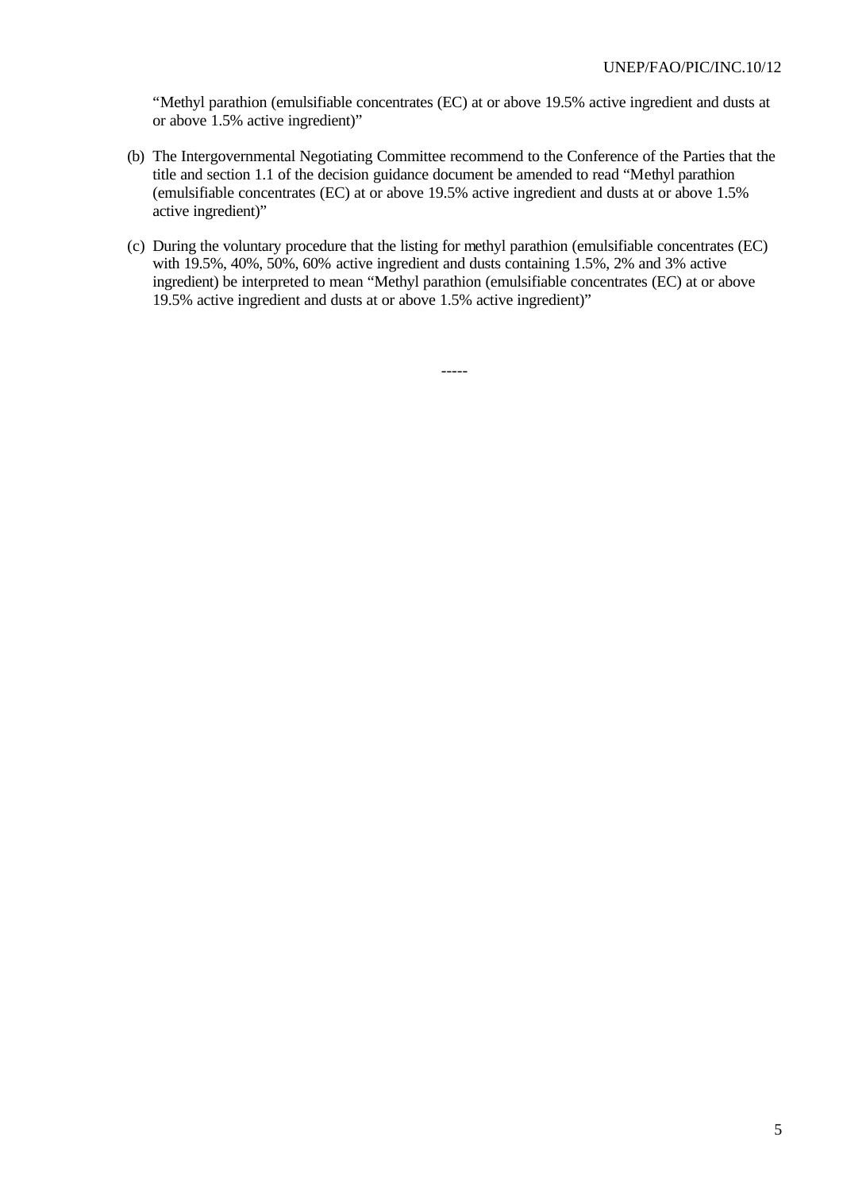"Methyl parathion (emulsifiable concentrates (EC) at or above 19.5% active ingredient and dusts at or above 1.5% active ingredient)"

(b) The Intergovernmental Negotiating Committee recommend to the Conference of the Parties that the title and section 1.1 of the decision guidance document be amended to read "Methyl parathion (emulsifiable concentrates (EC) at or above 19.5% active ingredient and dusts at or above 1.5% active ingredient)"

(c) During the voluntary procedure that the listing for methyl parathion (emulsifiable concentrates (EC) with 19.5%, 40%, 50%, 60% active ingredient and dusts containing 1.5%, 2% and 3% active ingredient) be interpreted to mean "Methyl parathion (emulsifiable concentrates (EC) at or above 19.5% active ingredient and dusts at or above 1.5% active ingredient)"

-----